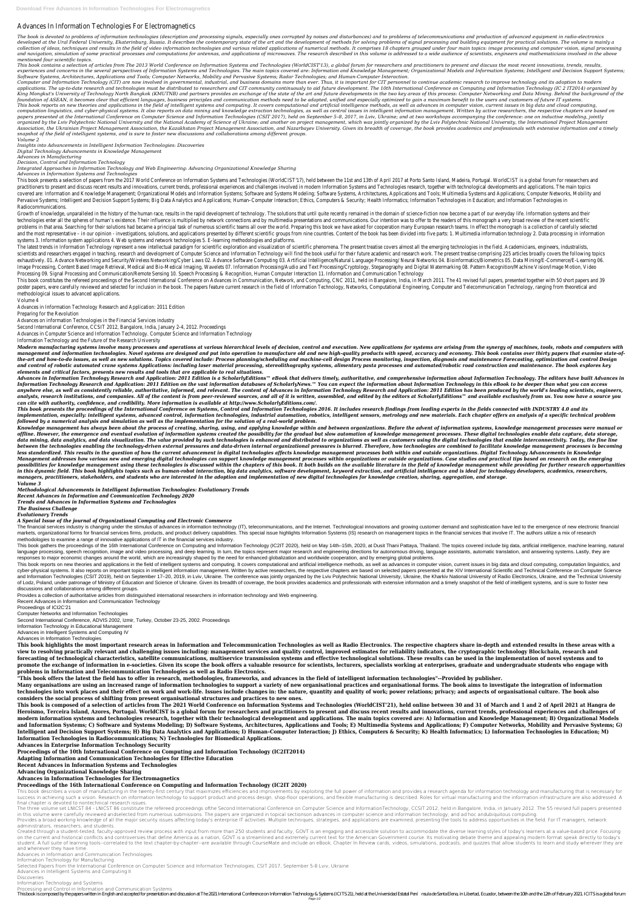# Advances In Information Technologies For Electromagnetics

*The book is devoted to problems of information technologies (description and processing signals, especially ones corrupted by noises and disturbances) and to problems of telecommunications and production of advanced equipment in radio-electronics developed at the Ural Federal University, Ekaterinburg, Russia. It describes the contemporary state of the art and the development of methods for solving problems of signal processing and building equipment for practical solutions. The volume is mainly a collection of ideas, techniques and results in the field of video information technologies and various related applications of numerical methods. It comprises 18 chapters grouped under four main topics: image processing and computer vision, signal processing and navigation, simulation of some practical processes and computations for antennas, and applications of microwaves. The research described in this volume is addressed to a wide audience of scientists, engineers and mathematicians involved in the above mentioned four scientific topics.*

*This book contains a selection of articles from The 2013 World Conference on Information Systems and Technologies (WorldCIST'13), a global forum for researchers and practitioners to present and discuss the most recent innovations, trends, results, experiences and concerns in the several perspectives of Information Systems and Technologies. The main topics covered are: Information and Knowledge Management; Organizational Models and Information Systems; Intelligent and Decision Support Systems; Software Systems, Architectures, Applications and Tools; Computer Networks, Mobility and Pervasive Systems; Radar Technologies; and Human-Computer Interaction.*

*Computer and Information Technology (CIT) are now involved in governmental, industrial, and business domains more than ever. Thus, it is important for CIT personnel to continue academic research to improve technology and its adoption to modern applications. The up-to-date research and technologies must be distributed to researchers and CIT community continuously to aid future development. The 10th International Conference on Computing and Information Technology (IC 2 IT2014) organized by King Mongkut's University of Technology North Bangkok (KMUTNB) and partners provides an exchange of the state of the art and future developments in the two key areas of this process: Computer Networking and Data Mining. Behind the background of the foundation of ASEAN, it becomes clear that efficient languages, business principles and communication methods need to be adapted, unified and especially optimized to gain a maximum benefit to the users and customers of future IT systems.*

*This book reports on new theories and applications in the field of intelligent systems and computing. It covers computational and artificial intelligence methods, as well as advances in computer vision, current issues in big data and cloud computing, computation linguistics, and cyber-physical systems. It also reports on data mining and knowledge extraction technologies, as well as central issues in intelligent information management. Written by active researchers, the respective chapters are based on papers presented at the International Conference on Computer Science and Information Technologies (CSIT 2017), held on September 5–8, 2017, in Lviv, Ukraine; and at two workshops accompanying the conference: one on inductive modeling, jointly organized by the Lviv Polytechnic National University and the National Academy of Science of Ukraine; and another on project management, which was jointly organized by the Lviv Polytechnic National University, the International Project Management Association, the Ukrainian Project Management Association, the Kazakhstan Project Management Association, and Nazarbayev University. Given its breadth of coverage, the book provides academics and professionals with extensive information and a timely snapshot of the field of intelligent systems, and is sure to foster new discussions and collaborations among different groups.*

*Volume 2*

*Insights into Advancements in Intelligent Information Technologies: Discoveries*

*Digital Technology Advancements in Knowledge Management*

*Advances in Manufacturing*

*Decision, Control and Information Technology*

*Integrated Approaches in Information Technology and Web Engineering: Advancing Organizational Knowledge Sharing*

*Advances in Information Systems and Technologies*

This book presents a selection of papers from the 2017 World Conference on Information Systems and Technologies (WorldCIST'17), held between the 11st and 13th of April 2017 at Porto Santo Island, Madeira, Portugal. WorldCIST is a global forum for researchers and practitioners to present and discuss recent results and innovations, current trends, professional experiences and challenges involved in modern Information Systems and Technologies research, together with technological developments and applications. The main topics covered are: Information and Knowledge Management; Organizational Models and Information Systems; Software and Systems Modeling; Software Systems, Architectures, Applications and Tools; Multimedia Systems and Applications; Computer Networks, Mobility and Pervasive Systems; Intelligent and Decision Support Systems; Big Data Analytics and Applications; Human–Computer Interaction; Ethics, Computers & Security; Health Informatics; Information Technologies in Education; and Information Technologies in Radiocommunications.

Growth of knowledge, unparalleled in the history of the human race, results in the rapid development of technology. The solutions that until quite recently remained in the domain of science-fiction now become a part of our everyday life. Information systems and their technologies enter all the spheres of human's existence. Their influence is multiplied by network connections and by multimedia presentations and communications. Our intention was to offer to the readers of this monograph a very broad review of the recent scientific problems in that area. Searching for their solutions had become a principal task of numerous scientific teams all over the world. Preparing this book we have asked for cooperation many European research teams. In effect the monograph is a collection of carefully selected and the most representative – in our opinion - investigations, solutions, and applications presented by different scientific groups from nine countries. Content of the book has been divided into five parts: 1. Multimedia information technology 2. Data processing in information systems 3. Information system applications 4. Web systems and network technologies 5. E-learning methodologies and platforms.

The latest trends in Information Technology represent a new intellectual paradigm for scientific exploration and visualization of scientific phenomena. The present treatise covers almost all the emerging technologies in the field. Academicians, engineers, industrialists, scientists and researchers engaged in teaching, research and development of Computer Science and Information Technology will find the book useful for their future academic and research work. The present treatise comprising 225 articles broadly covers the following topics exhaustively. 01. Advance Networking and Security/Wireless Networking/Cyber Laws 02. Advance Software Computing 03. Artificial Intelligence/Natural Language Processing/ Neural Networks 04. Bioinformatics/Biometrics 05. Data Mining/E-Commerce/E-Learning 06. Image Processing, Content Based Image Retrieval, Medical and Bio-Medical Imaging, Wavelets 07. Information Processing/Audio and Text Processing/Cryptology, Steganography and Digital Watermarking 08. Pattern Recognition/Machine Vision/Image Motion, Video Processing 09. Signal Processing and Communication/Remote Sensing 10. Speech Processing & Recognition, Human Computer Interaction 11. Information and Communication Technology

This book constitutes the refereed proceedings of the Second International Conference on Advances in Communication, Network, and Computing, CNC 2011, held in Bangalore, India, in March 2011. The 41 revised full papers, presented together with 50 short papers and 39 poster papers, were carefully reviewed and selected for inclusion in the book. The papers feature current research in the field of Information Technology, Networks, Computational Engineering, Computer and Telecommunication Technology, ranging from theoretical and methodological issues to advanced applications.

Volume 4

Advances in Information Technology Research and Application: 2011 Edition

Preparing for the Revolution

Advances on information Technologies in the Financial Services industry

Second International Conference, CCSIT 2012, Bangalore, India, January 2-4, 2012. Proceedings

Advances in Computer Science and Information Technology. Computer Science and Information Technology

Information Technology and the Future of the Research University

***Modern manufacturing systems involve many processes and operations at various hierarchical levels of decision, control and execution. New applications for systems are arising from the synergy of machines, tools, robots and computers with management and information technologies. Novel systems are designed and put into operation to manufacture old and new high-quality products with speed, accuracy and economy. This book contains over thirty papers that examine state-of-the-art and how-to-do issues, as well as new solutions. Topics covered include: Process planning/scheduling and machine-cell design Process monitoring, inspection, diagnosis and maintenance Forecasting, optimization and control Design and control of robotic automated crane systems Applications: including laser material processing, stereolithography systems, alimentary pasta processes and automated/robotic road construction and maintenance. The book explores key elements and critical factors, presents new results and tools that are applicable to real situations.***

***Advances in Information Technology Research and Application: 2011 Edition is a ScholarlyEditions™ eBook that delivers timely, authoritative, and comprehensive information about Information Technology. The editors have built Advances in Information Technology Research and Application: 2011 Edition on the vast information databases of ScholarlyNews.™ You can expect the information about Information Technology in this eBook to be deeper than what you can access anywhere else, as well as consistently reliable, authoritative, informed, and relevant. The content of Advances in Information Technology Research and Application: 2011 Edition has been produced by the world's leading scientists, engineers, analysts, research institutions, and companies. All of the content is from peer-reviewed sources, and all of it is written, assembled, and edited by the editors at ScholarlyEditions™ and available exclusively from us. You now have a source you can cite with authority, confidence, and credibility. More information is available at http://www.ScholarlyEditions.com/.***

***This book presents the proceedings of the International Conference on Systems, Control and Information Technologies 2016. It includes research findings from leading experts in the fields connected with INDUSTRY 4.0 and its implementation, especially: intelligent systems, advanced control, information technologies, industrial automation, robotics, intelligent sensors, metrology and new materials. Each chapter offers an analysis of a specific technical problem followed by a numerical analysis and simulation as well as the implementation for the solution of a real-world problem.***

***Knowledge management has always been about the process of creating, sharing, using, and applying knowledge within and between organizations. Before the advent of information systems, knowledge management processes were manual or offline. However, the emergence and eventual evolution of information systems created the possibility for the gradual but slow automation of knowledge management processes. These digital technologies enable data capture, data storage, data mining, data analytics, and data visualization. The value provided by such technologies is enhanced and distributed to organizations as well as customers using the digital technologies that enable interconnectivity. Today, the fine line between the technologies enabling the technology-driven external pressures and data-driven internal organizational pressures is blurred. Therefore, how technologies are combined to facilitate knowledge management processes is becoming less standardized. This results in the question of how the current advancement in digital technologies affects knowledge management processes both within and outside organizations. Digital Technology Advancements in Knowledge Management addresses how various new and emerging digital technologies can support knowledge management processes within organizations or outside organizations. Case studies and practical tips based on research on the emerging possibilities for knowledge management using these technologies is discussed within the chapters of this book. It both builds on the available literature in the field of knowledge management while providing for further research opportunities in this dynamic field. This book highlights topics such as human-robot interaction, big data analytics, software development, keyword extraction, and artificial intelligence and is ideal for technology developers, academics, researchers, managers, practitioners, stakeholders, and students who are interested in the adoption and implementation of new digital technologies for knowledge creation, sharing, aggregation, and storage.***

***Volume 3***

***Methodological Advancements in Intelligent Information Technologies: Evolutionary Trends***

***Recent Advances in Information and Communication Technology 2020***

***Trends and Advances in Information Systems and Technologies***

***The Business Challenge***

***Evolutionary Trends***

***A Special Issue of the journal of Organizational Computing and Electronic Commerce***

The financial services industry is changing under the stimulus of advances in information technology (IT), telecommunications, and the Internet. Technological innovations and growing customer demand and sophistication have led to the emergence of new electronic financial markets, organizational forms for financial services firms, products, and product delivery capabilities. This special issue highlights Information Systems (IS) research on management topics in the financial services that involve IT. The authors utilize a mix of research methodologies to examine a range of innovative applications of IT in the financial services industry.

This book gathers the proceedings of the 16th International Conference on Computing and Information Technology (IC2IT 2020), held on May 14th–15th, 2020, at Dusit Thani Pattaya, Thailand. The topics covered include big data, artificial intelligence, machine learning, natural language processing, speech recognition, image and video processing, and deep learning. In turn, the topics represent major research and engineering directions for autonomous driving, language assistants, automatic translation, and answering systems. Lastly, they are responses to major economic changes around the world, which are increasingly shaped by the need for enhanced globalization and worldwide cooperation, and by emerging global problems.

This book reports on new theories and applications in the field of intelligent systems and computing. It covers computational and artificial intelligence methods, as well as advances in computer vision, current issues in big data and cloud computing, computation linguistics, and cyber-physical systems. It also reports on important topics in intelligent information management. Written by active researchers, the respective chapters are based on selected papers presented at the XIV International Scientific and Technical Conference on Computer Science and Information Technologies (CSIT 2019), held on September 17–20, 2019, in Lviv, Ukraine. The conference was jointly organized by the Lviv Polytechnic National University, Ukraine, the Kharkiv National University of Radio Electronics, Ukraine, and the Technical University of Lodz, Poland, under patronage of Ministry of Education and Science of Ukraine. Given its breadth of coverage, the book provides academics and professionals with extensive information and a timely snapshot of the field of intelligent systems, and is sure to foster new discussions and collaborations among different groups.

Provides a collection of authoritative articles from distinguished international researchers in information technology and Web engineering.

Recent Advances in Information and Communication Technology

Proceedings of ICI2C'21

Computer Networks and Information Technologies

Second International Conference, ADVIS 2002, Izmir, Turkey, October 23-25, 2002. Proceedings

Information Technology in Educational Management

Advances in Intelligent Systems and Computing IV

Advances in Information Technologies

**This book highlights the most important research areas in Information and Telecommunication Technologies as well as Radio Electronics. The respective chapters share in-depth and extended results in these areas with a view to resolving practically relevant and challenging issues including: management services and quality control, improved estimates for reliability indicators, the cryptographic technology Blockchain, research and forecasting of technological characteristics, satellite communications, multiservice transmission systems and effective technological solutions. These results can be used in the implementation of novel systems and to promote the exchange of information in e-societies. Given its scope the book offers a valuable resource for scientists, lecturers, specialists working at enterprises, graduate and undergraduate students who engage with problems in Information and Telecommunication Technologies as well as Radio Electronics.**

**"This book offers the latest the field has to offer in research, methodologies, frameworks, and advances in the field of intelligent information technologies"--Provided by publisher.**

**Many organisations are using an increased range of information technologies to support a variety of new organisational practices and organisational forms. The book aims to investigate the integration of information technologies into work places and their effect on work and work-life. Issues include changes in: the nature, quantity and quality of work; power relations; privacy; and aspects of organisational culture. The book also considers the social process of shifting from present organisational structures and practices to new ones.**

**This book is composed of a selection of articles from The 2021 World Conference on Information Systems and Technologies (WorldCIST'21), held online between 30 and 31 of March and 1 and 2 of April 2021 at Hangra de Heroismo, Terceira Island, Azores, Portugal. WorldCIST is a global forum for researchers and practitioners to present and discuss recent results and innovations, current trends, professional experiences and challenges of modern information systems and technologies research, together with their technological development and applications. The main topics covered are: A) Information and Knowledge Management; B) Organizational Models and Information Systems; C) Software and Systems Modeling; D) Software Systems, Architectures, Applications and Tools; E) Multimedia Systems and Applications; F) Computer Networks, Mobility and Pervasive Systems; G) Intelligent and Decision Support Systems; H) Big Data Analytics and Applications; I) Human–Computer Interaction; J) Ethics, Computers & Security; K) Health Informatics; L) Information Technologies in Education; M) Information Technologies in Radiocommunications; N) Technologies for Biomedical Applications.**

**Advances in Enterprise Information Technology Security**

**Proceedings of the 10th International Conference on Computing and Information Technology (IC2IT2014)**

**Adapting Information and Communication Technologies for Effective Education**

**Recent Advances in Information Systems and Technologies**

**Advancing Organizational Knowledge Sharing**

**Advances in Information Technologies for Electromagnetics**

**Proceedings of the 16th International Conference on Computing and Information Technology (IC2IT 2020)**

This book describes a vision of manufacturing in the twenty-first century that maximizes efficiencies and improvements by exploiting the full power of information and provides a research agenda for information technology and manufacturing that is necessary for success in achieving such a vision. Research on information technology to support product and process design, shop-floor operations, and flexible manufacturing is described. Roles for virtual manufacturing and the information infrastructure are also addressed. A final chapter is devoted to nontechnical research issues.

The three volume set LNICST 84 - LNICST 86 constitute the refereed proceedings ofthe Second International Conference on Computer Science and InformationTechnology, CCSIT 2012, held in Bangalore, India, in January 2012. The 55 revised full papers presented in this volume were carefully reviewed andselected from numerous submissions. The papers are organized in topical sectionson advances in computer science and information technology; and ad hoc andubiquitous computing.

Provides a broad working knowledge of all the major security issues affecting today's enterprise IT activities. Multiple techniques, strategies, and applications are examined, presenting the tools to address opportunities in the field. For IT managers, network administrators, researchers, and students.

Created through a student-tested, faculty-approved review process with input from more than 250 students and faculty, GOVT is an engaging and accessible solution to accommodate the diverse learning styles of today's learners at a value-based price. Focusing on the current and historical conflicts and controversies that define America as a nation, GOVT is a streamlined and extremely current text for the American Government course. Its motivating debate theme and appealing modern format speak directly to today's student. A full suite of learning tools--correlated to the text chapter-by-chapter--are available through CourseMate and include an eBook, Chapter In Review cards, videos, simulations, podcasts, and quizzes that allow students to learn and study wherever they are and whenever they have time.

Advances in Information and Communication Technologies

Information Technology for Manufacturing

Selected Papers from the International Conference on Computer Science and Information Technologies, CSIT 2017, September 5-8 Lviv, Ukraine

Advances in Intelligent Systems and Computing II

Discoveries

Information Technology and Systems

Processing and Control in Information and Communication Systems

This book is composed by the papers written in English and accepted for presentation and discussion at The 2021 International Conference on Information Technology & Systems (ICITS'21), held at the Universidad Estatal Península de Santa Elena, in Libertad, Ecuador, between the 10th and the 12th of February 2021. ICITS is a global forum